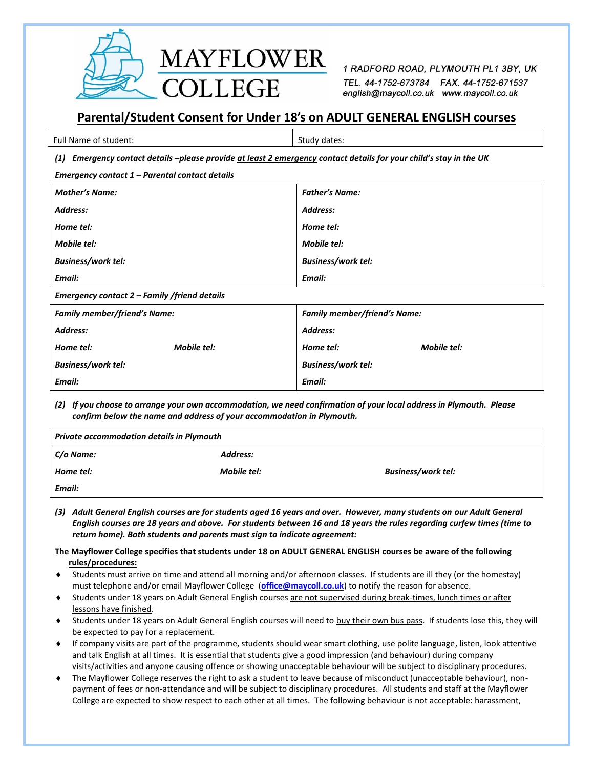MAYFLOWER COLLEGE

1 RADFORD ROAD, PLYMOUTH PL1 3BY, UK
TEL. 44-1752-673784 FAX. 44-1752-671537
english@maycoll.co.uk www.maycoll.co.uk

# Parental/Student Consent for Under 18's on ADULT GENERAL ENGLISH courses

| Full Name of student: | Study dates: |
|---|---|

***(1) Emergency contact details –please provide <u>at least 2 emergency</u> contact details for your child's stay in the UK***

***Emergency contact 1 – Parental contact details***

| ***Mother's Name:*** | ***Father's Name:*** |
|---|---|
| ***Address:*** | ***Address:*** |
| ***Home tel:*** | ***Home tel:*** |
| ***Mobile tel:*** | ***Mobile tel:*** |
| ***Business/work tel:*** | ***Business/work tel:*** |
| ***Email:*** | ***Email:*** |

***Emergency contact 2 – Family /friend details***

| ***Family member/friend's Name:*** | | ***Family member/friend's Name:*** | |
|---|---|---|---|
| ***Address:*** | | ***Address:*** | |
| ***Home tel:*** | ***Mobile tel:*** | ***Home tel:*** | ***Mobile tel:*** |
| ***Business/work tel:*** | | ***Business/work tel:*** | |
| ***Email:*** | | ***Email:*** | |

***(2) If you choose to arrange your own accommodation, we need confirmation of your local address in Plymouth. Please confirm below the name and address of your accommodation in Plymouth.***

| ***Private accommodation details in Plymouth*** | | |
|---|---|---|
| ***C/o Name:*** | ***Address:*** | |
| ***Home tel:*** | ***Mobile tel:*** | ***Business/work tel:*** |
| ***Email:*** | | |

***(3) Adult General English courses are for students aged 16 years and over. However, many students on our Adult General English courses are 18 years and above. For students between 16 and 18 years the rules regarding curfew times (time to return home). Both students and parents must sign to indicate agreement:***

**<u>The Mayflower College specifies that students under 18 on ADULT GENERAL ENGLISH courses be aware of the following rules/procedures:</u>**

- Students must arrive on time and attend all morning and/or afternoon classes. If students are ill they (or the homestay) must telephone and/or email Mayflower College (**office@maycoll.co.uk**) to notify the reason for absence.
- Students under 18 years on Adult General English courses <u>are not supervised during break-times, lunch times or after lessons have finished</u>.
- Students under 18 years on Adult General English courses will need to <u>buy their own bus pass</u>. If students lose this, they will be expected to pay for a replacement.
- If company visits are part of the programme, students should wear smart clothing, use polite language, listen, look attentive and talk English at all times. It is essential that students give a good impression (and behaviour) during company visits/activities and anyone causing offence or showing unacceptable behaviour will be subject to disciplinary procedures.
- The Mayflower College reserves the right to ask a student to leave because of misconduct (unacceptable behaviour), non-payment of fees or non-attendance and will be subject to disciplinary procedures. All students and staff at the Mayflower College are expected to show respect to each other at all times. The following behaviour is not acceptable: harassment,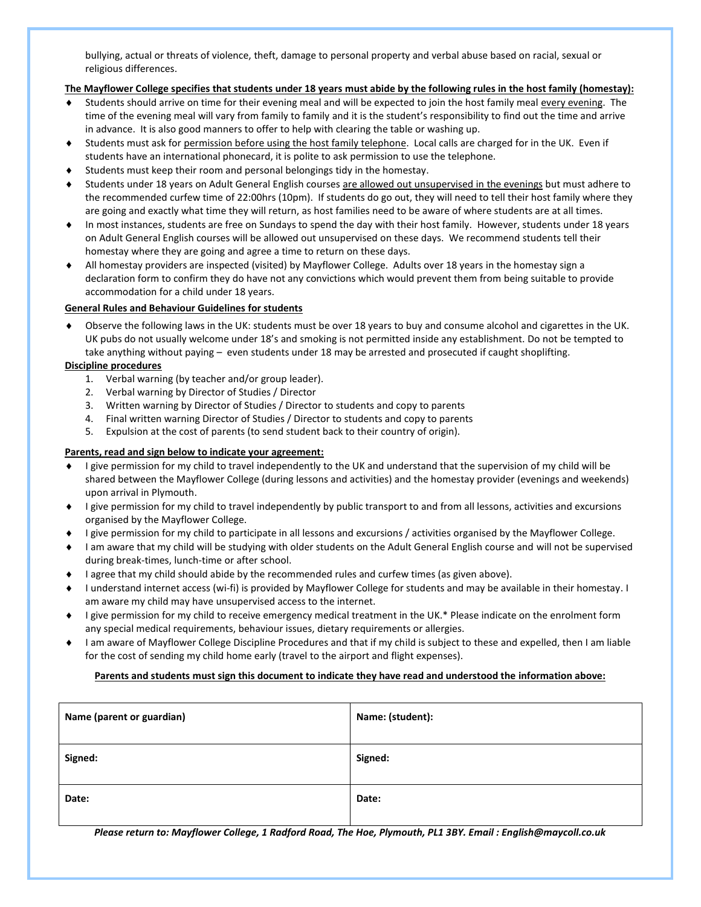bullying, actual or threats of violence, theft, damage to personal property and verbal abuse based on racial, sexual or religious differences.

**The Mayflower College specifies that students under 18 years must abide by the following rules in the host family (homestay):**

- Students should arrive on time for their evening meal and will be expected to join the host family meal every evening. The time of the evening meal will vary from family to family and it is the student's responsibility to find out the time and arrive in advance. It is also good manners to offer to help with clearing the table or washing up.
- Students must ask for permission before using the host family telephone. Local calls are charged for in the UK. Even if students have an international phonecard, it is polite to ask permission to use the telephone.
- Students must keep their room and personal belongings tidy in the homestay.
- Students under 18 years on Adult General English courses are allowed out unsupervised in the evenings but must adhere to the recommended curfew time of 22:00hrs (10pm). If students do go out, they will need to tell their host family where they are going and exactly what time they will return, as host families need to be aware of where students are at all times.
- In most instances, students are free on Sundays to spend the day with their host family. However, students under 18 years on Adult General English courses will be allowed out unsupervised on these days. We recommend students tell their homestay where they are going and agree a time to return on these days.
- All homestay providers are inspected (visited) by Mayflower College. Adults over 18 years in the homestay sign a declaration form to confirm they do have not any convictions which would prevent them from being suitable to provide accommodation for a child under 18 years.

**General Rules and Behaviour Guidelines for students**

- Observe the following laws in the UK: students must be over 18 years to buy and consume alcohol and cigarettes in the UK. UK pubs do not usually welcome under 18's and smoking is not permitted inside any establishment. Do not be tempted to take anything without paying – even students under 18 may be arrested and prosecuted if caught shoplifting.

**Discipline procedures**

1. Verbal warning (by teacher and/or group leader).
2. Verbal warning by Director of Studies / Director
3. Written warning by Director of Studies / Director to students and copy to parents
4. Final written warning Director of Studies / Director to students and copy to parents
5. Expulsion at the cost of parents (to send student back to their country of origin).

**Parents, read and sign below to indicate your agreement:**

- I give permission for my child to travel independently to the UK and understand that the supervision of my child will be shared between the Mayflower College (during lessons and activities) and the homestay provider (evenings and weekends) upon arrival in Plymouth.
- I give permission for my child to travel independently by public transport to and from all lessons, activities and excursions organised by the Mayflower College.
- I give permission for my child to participate in all lessons and excursions / activities organised by the Mayflower College.
- I am aware that my child will be studying with older students on the Adult General English course and will not be supervised during break-times, lunch-time or after school.
- I agree that my child should abide by the recommended rules and curfew times (as given above).
- I understand internet access (wi-fi) is provided by Mayflower College for students and may be available in their homestay. I am aware my child may have unsupervised access to the internet.
- I give permission for my child to receive emergency medical treatment in the UK.* Please indicate on the enrolment form any special medical requirements, behaviour issues, dietary requirements or allergies.
- I am aware of Mayflower College Discipline Procedures and that if my child is subject to these and expelled, then I am liable for the cost of sending my child home early (travel to the airport and flight expenses).

**Parents and students must sign this document to indicate they have read and understood the information above:**

| | |
|---|---|
| **Name (parent or guardian)** | **Name: (student):** |
| **Signed:** | **Signed:** |
| **Date:** | **Date:** |

***Please return to: Mayflower College, 1 Radford Road, The Hoe, Plymouth, PL1 3BY. Email : English@maycoll.co.uk***